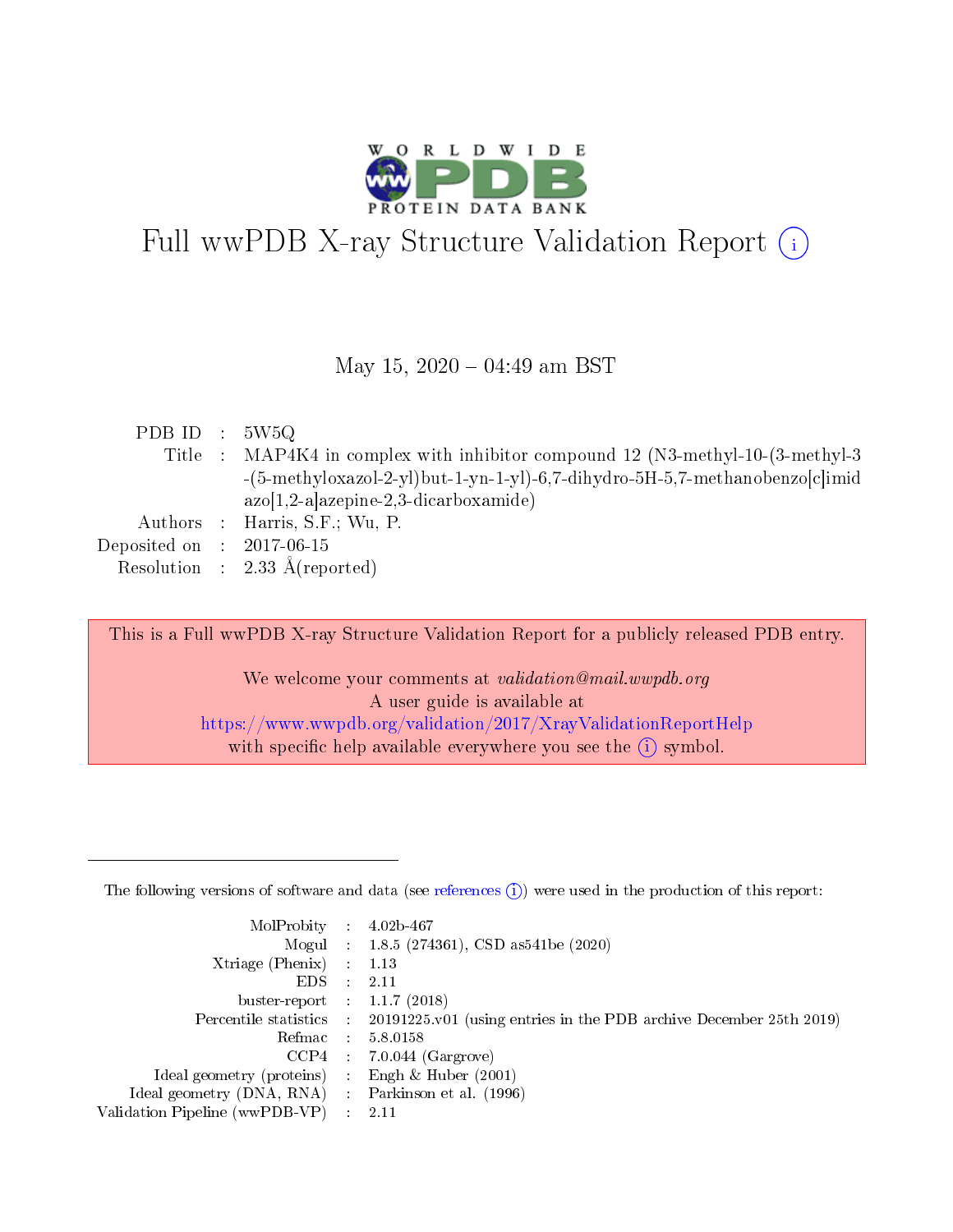# Full wwPDB X-ray Structure Validation Report

May 15, 2020 – 04:49 am BST

| | | |
|---|---|---|
| PDB ID | : | 5W5Q |
| Title | : | MAP4K4 in complex with inhibitor compound 12 (N3-methyl-10-(3-methyl-3-(5-methyloxazol-2-yl)but-1-yn-1-yl)-6,7-dihydro-5H-5,7-methanobenzo[c]imidazo[1,2-a]azepine-2,3-dicarboxamide) |
| Authors | : | Harris, S.F.; Wu, P. |
| Deposited on | : | 2017-06-15 |
| Resolution | : | 2.33 Å(reported) |

This is a Full wwPDB X-ray Structure Validation Report for a publicly released PDB entry.

We welcome your comments at *validation@mail.wwpdb.org*
A user guide is available at
https://www.wwpdb.org/validation/2017/XrayValidationReportHelp
with specific help available everywhere you see the (i) symbol.

The following versions of software and data (see references (i)) were used in the production of this report:

| | | |
|---|---|---|
| MolProbity | : | 4.02b-467 |
| Mogul | : | 1.8.5 (274361), CSD as541be (2020) |
| Xtriage (Phenix) | : | 1.13 |
| EDS | : | 2.11 |
| buster-report | : | 1.1.7 (2018) |
| Percentile statistics | : | 20191225.v01 (using entries in the PDB archive December 25th 2019) |
| Refmac | : | 5.8.0158 |
| CCP4 | : | 7.0.044 (Gargrove) |
| Ideal geometry (proteins) | : | Engh & Huber (2001) |
| Ideal geometry (DNA, RNA) | : | Parkinson et al. (1996) |
| Validation Pipeline (wwPDB-VP) | : | 2.11 |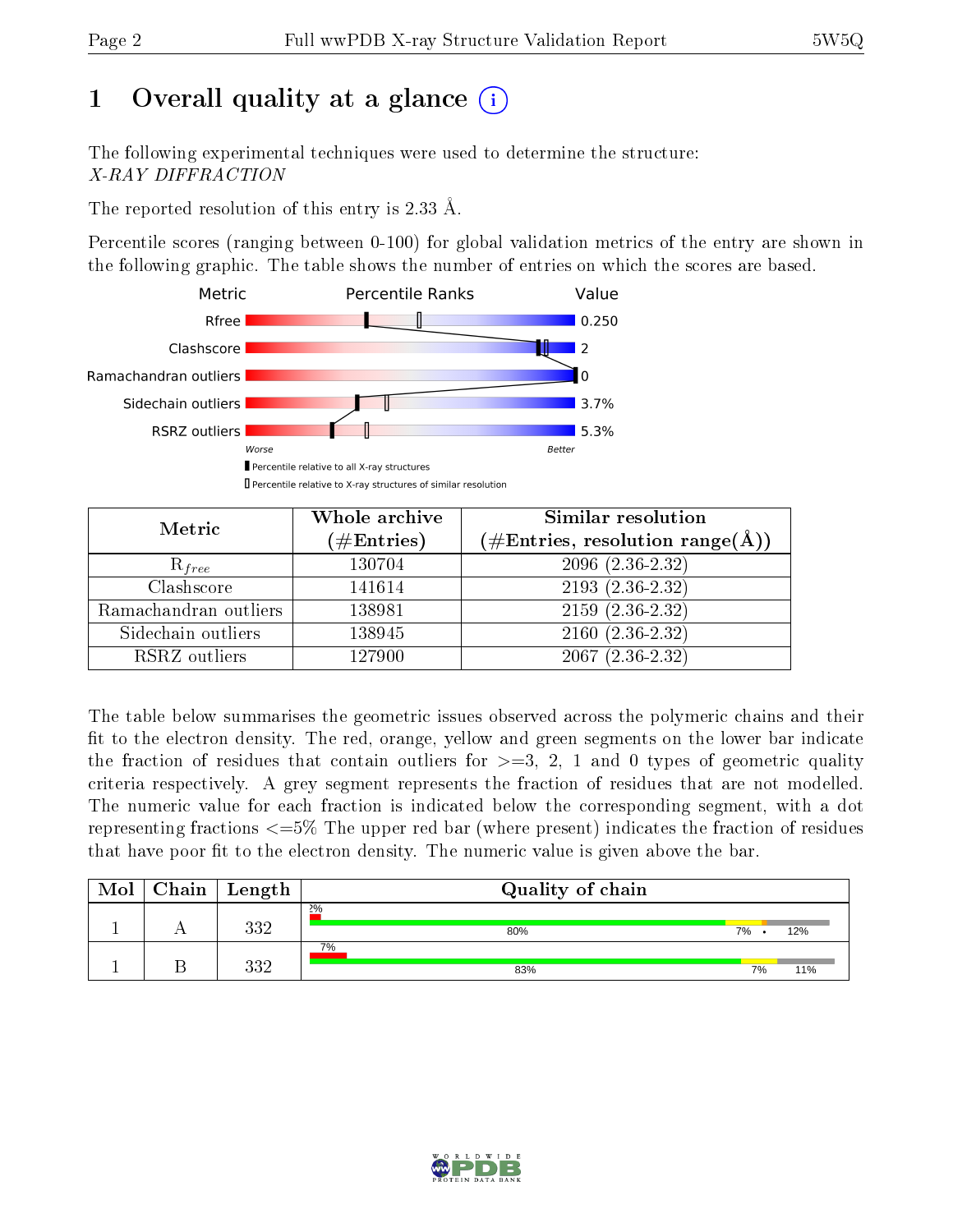# 1 Overall quality at a glance

The following experimental techniques were used to determine the structure: *X-RAY DIFFRACTION*

The reported resolution of this entry is 2.33 Å.

Percentile scores (ranging between 0-100) for global validation metrics of the entry are shown in the following graphic. The table shows the number of entries on which the scores are based.

| Metric | Value |
|---|---|
| Rfree | 0.250 |
| Clashscore | 2 |
| Ramachandran outliers | 0 |
| Sidechain outliers | 3.7% |
| RSRZ outliers | 5.3% |

| Metric | Whole archive (#Entries) | Similar resolution (#Entries, resolution range(Å)) |
|---|---|---|
| $R_{free}$ | 130704 | 2096 (2.36-2.32) |
| Clashscore | 141614 | 2193 (2.36-2.32) |
| Ramachandran outliers | 138981 | 2159 (2.36-2.32) |
| Sidechain outliers | 138945 | 2160 (2.36-2.32) |
| RSRZ outliers | 127900 | 2067 (2.36-2.32) |

The table below summarises the geometric issues observed across the polymeric chains and their fit to the electron density. The red, orange, yellow and green segments on the lower bar indicate the fraction of residues that contain outliers for >=3, 2, 1 and 0 types of geometric quality criteria respectively. A grey segment represents the fraction of residues that are not modelled. The numeric value for each fraction is indicated below the corresponding segment, with a dot representing fractions <=5% The upper red bar (where present) indicates the fraction of residues that have poor fit to the electron density. The numeric value is given above the bar.

| Mol | Chain | Length | Quality of chain |
|---|---|---|---|
| 1 | A | 332 | 2%; 80%, 7%, •, 12% |
| 1 | B | 332 | 7%; 83%, 7%, 11% |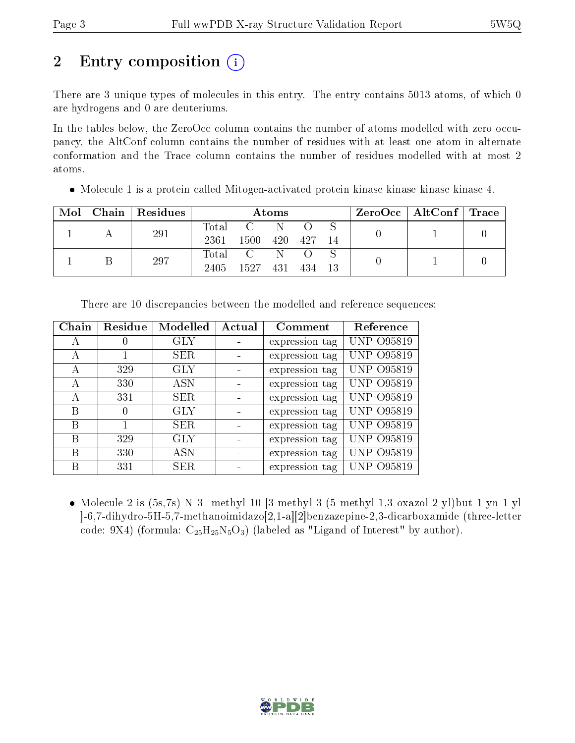# 2 Entry composition

There are 3 unique types of molecules in this entry. The entry contains 5013 atoms, of which 0 are hydrogens and 0 are deuteriums.

In the tables below, the ZeroOcc column contains the number of atoms modelled with zero occupancy, the AltConf column contains the number of residues with at least one atom in alternate conformation and the Trace column contains the number of residues modelled with at most 2 atoms.

- Molecule 1 is a protein called Mitogen-activated protein kinase kinase kinase kinase 4.

| Mol | Chain | Residues | Atoms | | | | | ZeroOcc | AltConf | Trace |
|---|---|---|---|---|---|---|---|---|---|---|
| 1 | A | 291 | Total 2361 | C 1500 | N 420 | O 427 | S 14 | 0 | 1 | 0 |
| 1 | B | 297 | Total 2405 | C 1527 | N 431 | O 434 | S 13 | 0 | 1 | 0 |

There are 10 discrepancies between the modelled and reference sequences:

| Chain | Residue | Modelled | Actual | Comment | Reference |
|---|---|---|---|---|---|
| A | 0 | GLY | - | expression tag | UNP O95819 |
| A | 1 | SER | - | expression tag | UNP O95819 |
| A | 329 | GLY | - | expression tag | UNP O95819 |
| A | 330 | ASN | - | expression tag | UNP O95819 |
| A | 331 | SER | - | expression tag | UNP O95819 |
| B | 0 | GLY | - | expression tag | UNP O95819 |
| B | 1 | SER | - | expression tag | UNP O95819 |
| B | 329 | GLY | - | expression tag | UNP O95819 |
| B | 330 | ASN | - | expression tag | UNP O95819 |
| B | 331 | SER | - | expression tag | UNP O95819 |

- Molecule 2 is (5s,7s)-N 3 -methyl-10-[3-methyl-3-(5-methyl-1,3-oxazol-2-yl)but-1-yn-1-yl ]-6,7-dihydro-5H-5,7-methanoimidazo[2,1-a][2]benzazepine-2,3-dicarboxamide (three-letter code: 9X4) (formula: $C_{25}H_{25}N_5O_3$) (labeled as "Ligand of Interest" by author).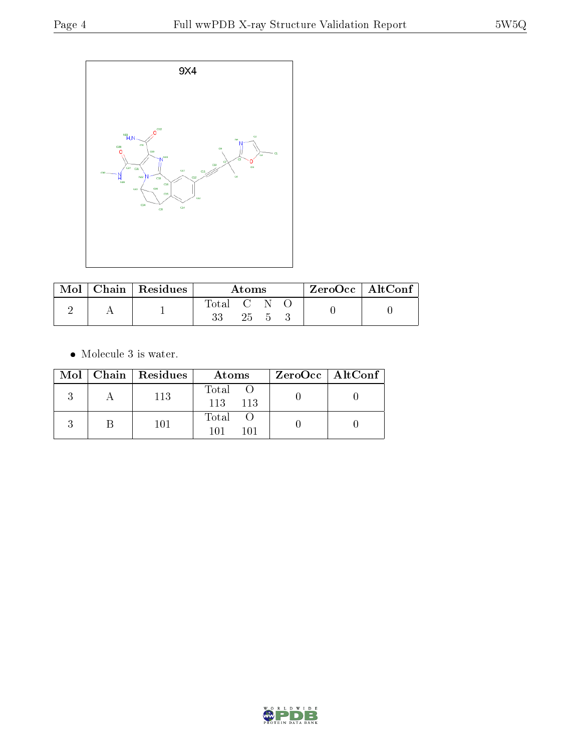9X4

| Mol | Chain | Residues | Atoms | | | | ZeroOcc | AltConf |
|---|---|---|---|---|---|---|---|---|
| | | | Total | C | N | O | | |
| 2 | A | 1 | 33 | 25 | 5 | 3 | 0 | 0 |

- Molecule 3 is water.

| Mol | Chain | Residues | Atoms | | ZeroOcc | AltConf |
|---|---|---|---|---|---|---|
| | | | Total | O | | |
| 3 | A | 113 | 113 | 113 | 0 | 0 |
| 3 | B | 101 | 101 | 101 | 0 | 0 |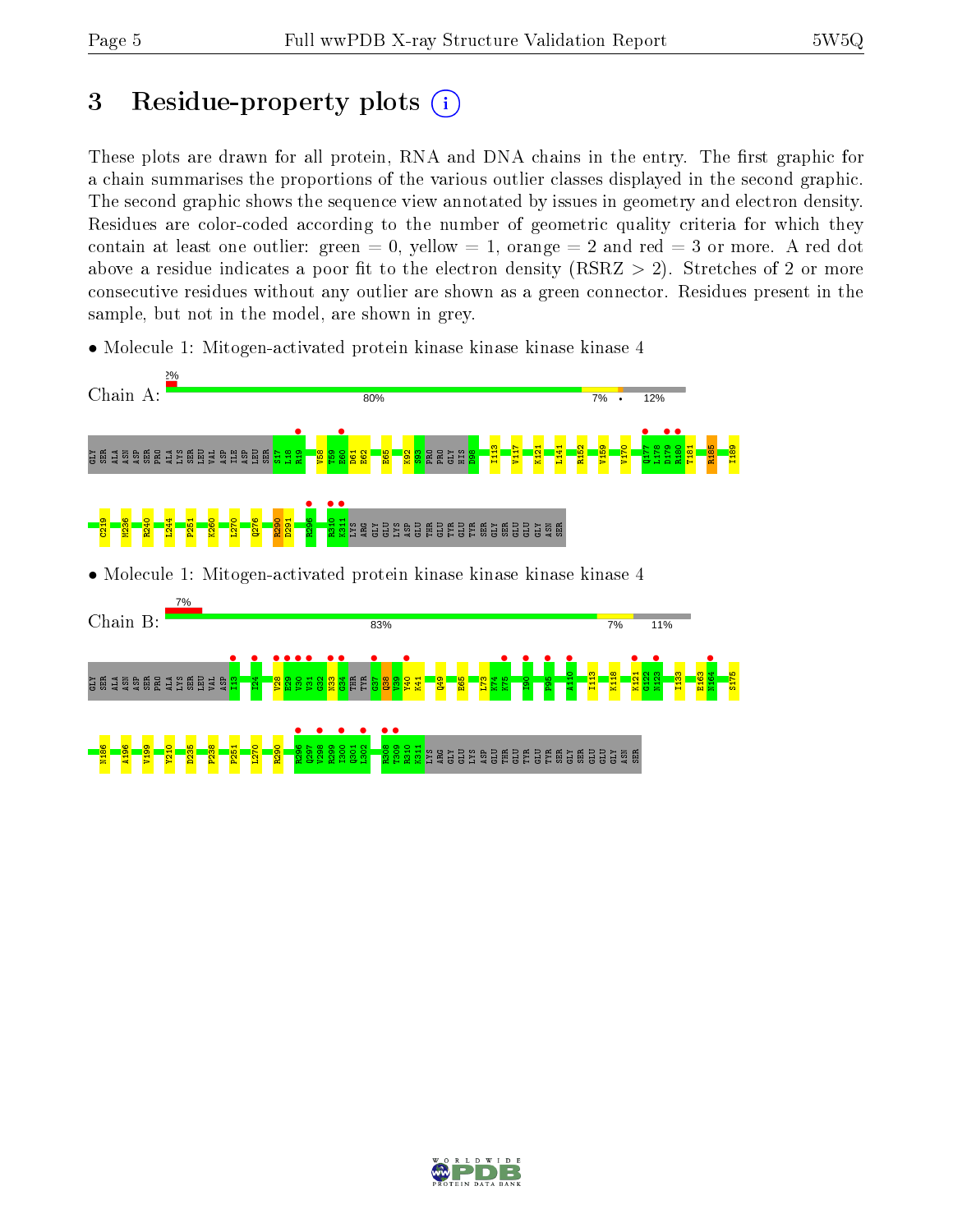# 3 Residue-property plots

These plots are drawn for all protein, RNA and DNA chains in the entry. The first graphic for a chain summarises the proportions of the various outlier classes displayed in the second graphic. The second graphic shows the sequence view annotated by issues in geometry and electron density. Residues are color-coded according to the number of geometric quality criteria for which they contain at least one outlier: green = 0, yellow = 1, orange = 2 and red = 3 or more. A red dot above a residue indicates a poor fit to the electron density (RSRZ > 2). Stretches of 2 or more consecutive residues without any outlier are shown as a green connector. Residues present in the sample, but not in the model, are shown in grey.

- Molecule 1: Mitogen-activated protein kinase kinase kinase kinase 4

Chain A: 2% | 80% | 7% | • | 12%

GLY SER ALA ASN ASP SER PRO ALA LYS SER LEU VAL ASP ILE ASP LEU SER S17 L18 R19 V58 T59 E60 D61 E62 E65 K92 S93 PRO PRO GLY HIS D98 I113 V117 K121 L141 R152 V159 V170 Q177 L178 D179 R180 T181 R185 I189 C219 M236 R240 L244 P251 K260 L270 Q276 R290 D291 R296 R310 K311 LYS ARG GLY GLU LYS ASP GLU THR GLU TYR GLU TYR SER GLY SER GLU GLU GLY ASN SER

- Molecule 1: Mitogen-activated protein kinase kinase kinase kinase 4

Chain B: 7% | 83% | 7% | 11%

GLY SER ALA ASN ASP SER PRO ALA LYS SER LEU VAL ASP I13 I24 V28 E29 V30 V31 G32 N33 G34 THR TYR G37 Q38 V39 Y40 K41 Q49 E65 L73 K74 K75 I90 P95 A110 I113 K118 K121 G122 N123 I133 E163 N164 S175 N186 A196 V199 Y210 D235 P238 P251 L270 R290 R296 Q297 V298 R299 I300 Q301 L302 R308 T309 R310 K311 LYS ARG GLY GLU LYS ASP GLU THR GLU TYR GLU TYR SER GLY SER GLU GLU GLY ASN SER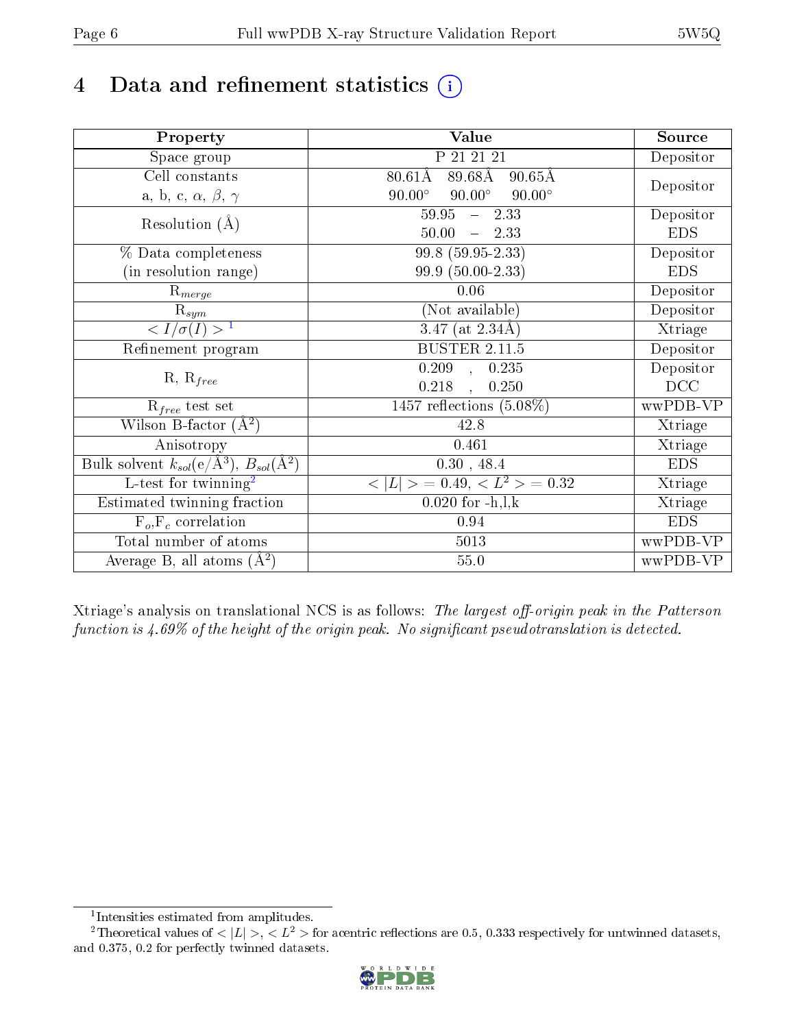# 4 Data and refinement statistics

| Property | Value | Source |
|---|---|---|
| Space group | P 21 21 21 | Depositor |
| Cell constants<br>a, b, c, $\alpha$, $\beta$, $\gamma$ | 80.61Å 89.68Å 90.65Å<br>90.00° 90.00° 90.00° | Depositor |
| Resolution (Å) | 59.95 – 2.33<br>50.00 – 2.33 | Depositor<br>EDS |
| % Data completeness<br>(in resolution range) | 99.8 (59.95-2.33)<br>99.9 (50.00-2.33) | Depositor<br>EDS |
| $R_{merge}$ | 0.06 | Depositor |
| $R_{sym}$ | (Not available) | Depositor |
| $< I/\sigma(I) >$ [1] | 3.47 (at 2.34Å) | Xtriage |
| Refinement program | BUSTER 2.11.5 | Depositor |
| R, $R_{free}$ | 0.209 , 0.235<br>0.218 , 0.250 | Depositor<br>DCC |
| $R_{free}$ test set | 1457 reflections (5.08%) | wwPDB-VP |
| Wilson B-factor (Å$^2$) | 42.8 | Xtriage |
| Anisotropy | 0.461 | Xtriage |
| Bulk solvent $k_{sol}$(e/Å$^3$), $B_{sol}$(Å$^2$) | 0.30 , 48.4 | EDS |
| L-test for twinning[2] | $<\|L\|>$ = 0.49, $< L^2 >$ = 0.32 | Xtriage |
| Estimated twinning fraction | 0.020 for -h,l,k | Xtriage |
| $F_o$,$F_c$ correlation | 0.94 | EDS |
| Total number of atoms | 5013 | wwPDB-VP |
| Average B, all atoms (Å$^2$) | 55.0 | wwPDB-VP |

Xtriage's analysis on translational NCS is as follows: *The largest off-origin peak in the Patterson function is 4.69% of the height of the origin peak. No significant pseudotranslation is detected.*

[1] Intensities estimated from amplitudes.

[2] Theoretical values of $<|L|>$, $< L^2 >$ for acentric reflections are 0.5, 0.333 respectively for untwinned datasets, and 0.375, 0.2 for perfectly twinned datasets.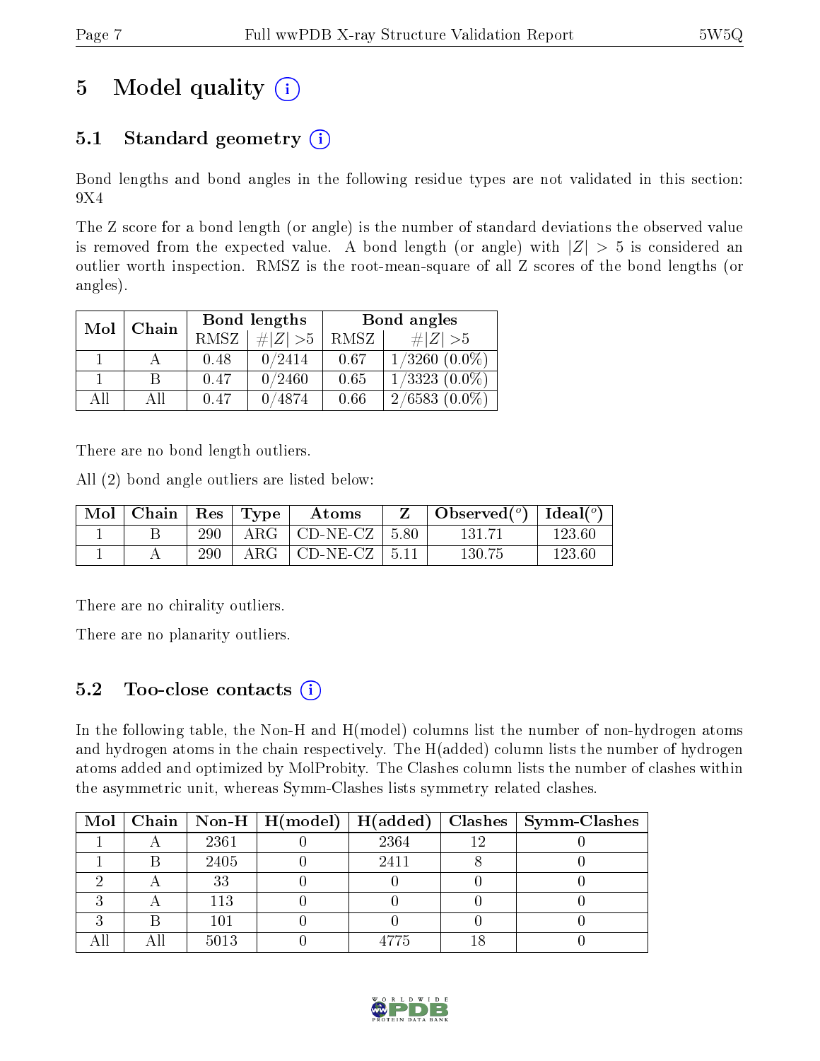# 5 Model quality

## 5.1 Standard geometry

Bond lengths and bond angles in the following residue types are not validated in this section: 9X4

The Z score for a bond length (or angle) is the number of standard deviations the observed value is removed from the expected value. A bond length (or angle) with $|Z| > 5$ is considered an outlier worth inspection. RMSZ is the root-mean-square of all Z scores of the bond lengths (or angles).

| Mol | Chain | Bond lengths | | Bond angles | |
|---|---|---|---|---|---|
| | | RMSZ | #\|Z\| >5 | RMSZ | #\|Z\| >5 |
| 1 | A | 0.48 | 0/2414 | 0.67 | 1/3260 (0.0%) |
| 1 | B | 0.47 | 0/2460 | 0.65 | 1/3323 (0.0%) |
| All | All | 0.47 | 0/4874 | 0.66 | 2/6583 (0.0%) |

There are no bond length outliers.

All (2) bond angle outliers are listed below:

| Mol | Chain | Res | Type | Atoms | Z | Observed(°) | Ideal(°) |
|---|---|---|---|---|---|---|---|
| 1 | B | 290 | ARG | CD-NE-CZ | 5.80 | 131.71 | 123.60 |
| 1 | A | 290 | ARG | CD-NE-CZ | 5.11 | 130.75 | 123.60 |

There are no chirality outliers.

There are no planarity outliers.

## 5.2 Too-close contacts

In the following table, the Non-H and H(model) columns list the number of non-hydrogen atoms and hydrogen atoms in the chain respectively. The H(added) column lists the number of hydrogen atoms added and optimized by MolProbity. The Clashes column lists the number of clashes within the asymmetric unit, whereas Symm-Clashes lists symmetry related clashes.

| Mol | Chain | Non-H | H(model) | H(added) | Clashes | Symm-Clashes |
|---|---|---|---|---|---|---|
| 1 | A | 2361 | 0 | 2364 | 12 | 0 |
| 1 | B | 2405 | 0 | 2411 | 8 | 0 |
| 2 | A | 33 | 0 | 0 | 0 | 0 |
| 3 | A | 113 | 0 | 0 | 0 | 0 |
| 3 | B | 101 | 0 | 0 | 0 | 0 |
| All | All | 5013 | 0 | 4775 | 18 | 0 |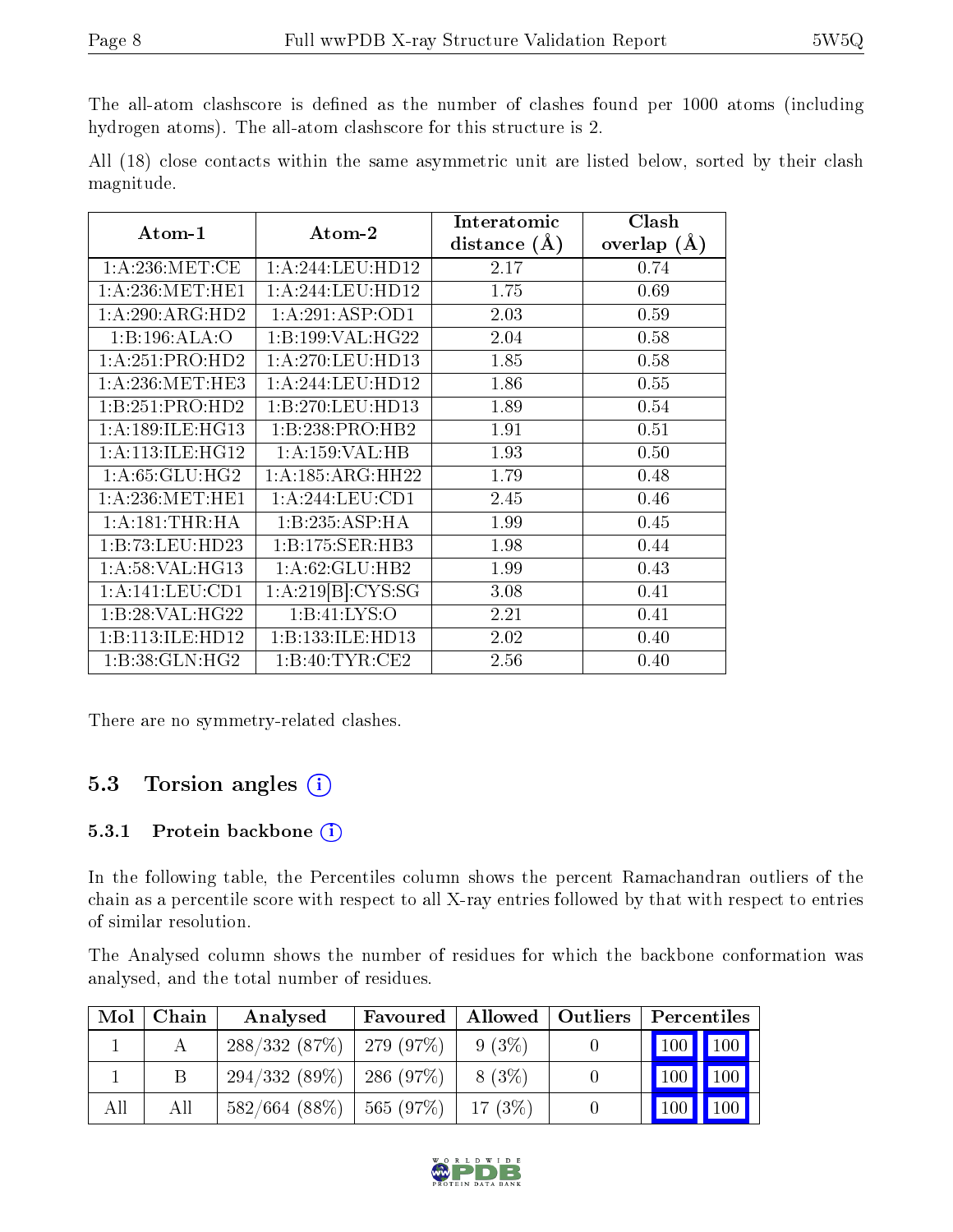The all-atom clashscore is defined as the number of clashes found per 1000 atoms (including hydrogen atoms). The all-atom clashscore for this structure is 2.

All (18) close contacts within the same asymmetric unit are listed below, sorted by their clash magnitude.

| Atom-1 | Atom-2 | Interatomic distance (Å) | Clash overlap (Å) |
|---|---|---|---|
| 1:A:236:MET:CE | 1:A:244:LEU:HD12 | 2.17 | 0.74 |
| 1:A:236:MET:HE1 | 1:A:244:LEU:HD12 | 1.75 | 0.69 |
| 1:A:290:ARG:HD2 | 1:A:291:ASP:OD1 | 2.03 | 0.59 |
| 1:B:196:ALA:O | 1:B:199:VAL:HG22 | 2.04 | 0.58 |
| 1:A:251:PRO:HD2 | 1:A:270:LEU:HD13 | 1.85 | 0.58 |
| 1:A:236:MET:HE3 | 1:A:244:LEU:HD12 | 1.86 | 0.55 |
| 1:B:251:PRO:HD2 | 1:B:270:LEU:HD13 | 1.89 | 0.54 |
| 1:A:189:ILE:HG13 | 1:B:238:PRO:HB2 | 1.91 | 0.51 |
| 1:A:113:ILE:HG12 | 1:A:159:VAL:HB | 1.93 | 0.50 |
| 1:A:65:GLU:HG2 | 1:A:185:ARG:HH22 | 1.79 | 0.48 |
| 1:A:236:MET:HE1 | 1:A:244:LEU:CD1 | 2.45 | 0.46 |
| 1:A:181:THR:HA | 1:B:235:ASP:HA | 1.99 | 0.45 |
| 1:B:73:LEU:HD23 | 1:B:175:SER:HB3 | 1.98 | 0.44 |
| 1:A:58:VAL:HG13 | 1:A:62:GLU:HB2 | 1.99 | 0.43 |
| 1:A:141:LEU:CD1 | 1:A:219[B]:CYS:SG | 3.08 | 0.41 |
| 1:B:28:VAL:HG22 | 1:B:41:LYS:O | 2.21 | 0.41 |
| 1:B:113:ILE:HD12 | 1:B:133:ILE:HD13 | 2.02 | 0.40 |
| 1:B:38:GLN:HG2 | 1:B:40:TYR:CE2 | 2.56 | 0.40 |

There are no symmetry-related clashes.

## 5.3 Torsion angles

### 5.3.1 Protein backbone

In the following table, the Percentiles column shows the percent Ramachandran outliers of the chain as a percentile score with respect to all X-ray entries followed by that with respect to entries of similar resolution.

The Analysed column shows the number of residues for which the backbone conformation was analysed, and the total number of residues.

| Mol | Chain | Analysed | Favoured | Allowed | Outliers | Percentiles | |
|---|---|---|---|---|---|---|---|
| 1 | A | 288/332 (87%) | 279 (97%) | 9 (3%) | 0 | 100 | 100 |
| 1 | B | 294/332 (89%) | 286 (97%) | 8 (3%) | 0 | 100 | 100 |
| All | All | 582/664 (88%) | 565 (97%) | 17 (3%) | 0 | 100 | 100 |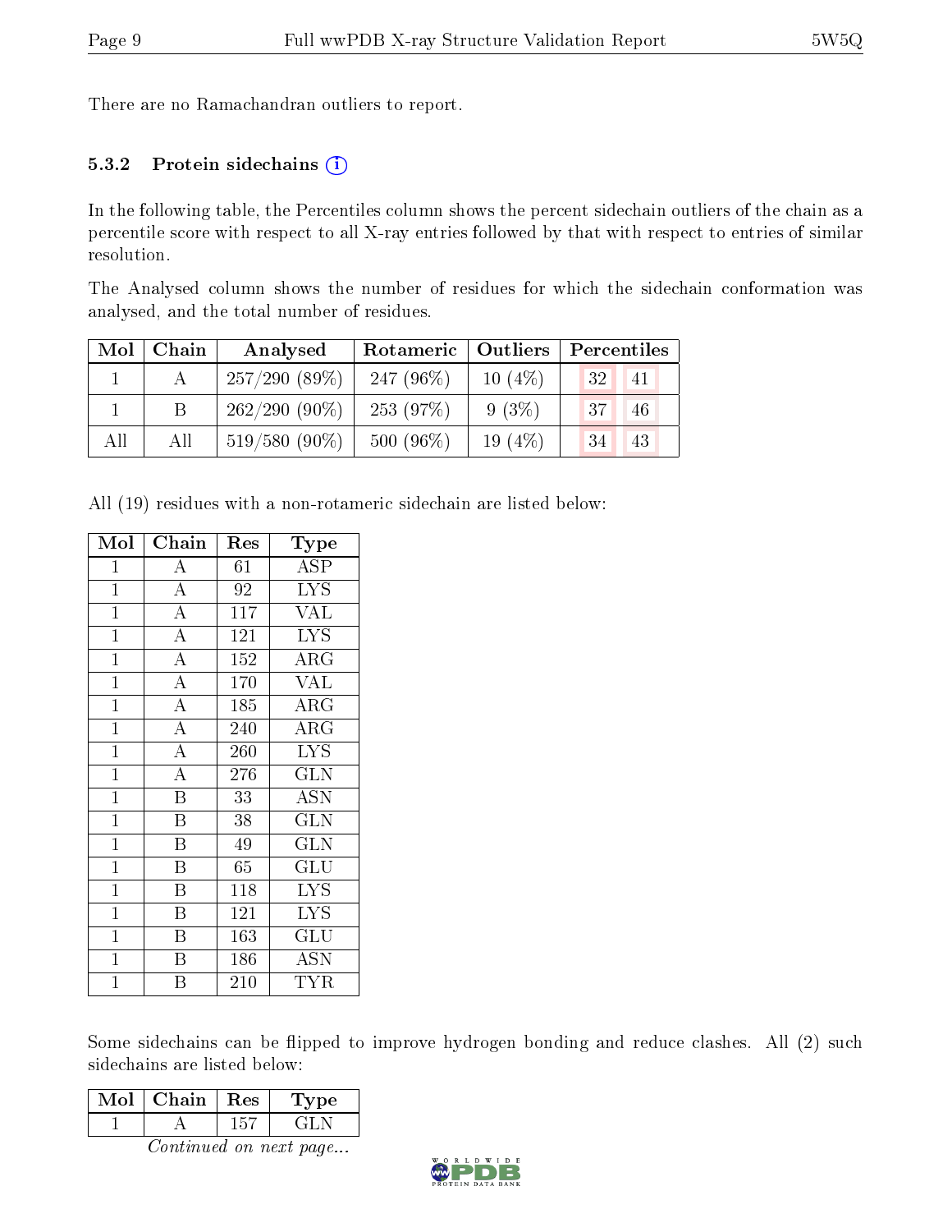There are no Ramachandran outliers to report.

### 5.3.2 Protein sidechains (i)

In the following table, the Percentiles column shows the percent sidechain outliers of the chain as a percentile score with respect to all X-ray entries followed by that with respect to entries of similar resolution.

The Analysed column shows the number of residues for which the sidechain conformation was analysed, and the total number of residues.

| Mol | Chain | Analysed | Rotameric | Outliers | Percentiles | |
|---|---|---|---|---|---|---|
| 1 | A | 257/290 (89%) | 247 (96%) | 10 (4%) | 32 | 41 |
| 1 | B | 262/290 (90%) | 253 (97%) | 9 (3%) | 37 | 46 |
| All | All | 519/580 (90%) | 500 (96%) | 19 (4%) | 34 | 43 |

All (19) residues with a non-rotameric sidechain are listed below:

| Mol | Chain | Res | Type |
|---|---|---|---|
| 1 | A | 61 | ASP |
| 1 | A | 92 | LYS |
| 1 | A | 117 | VAL |
| 1 | A | 121 | LYS |
| 1 | A | 152 | ARG |
| 1 | A | 170 | VAL |
| 1 | A | 185 | ARG |
| 1 | A | 240 | ARG |
| 1 | A | 260 | LYS |
| 1 | A | 276 | GLN |
| 1 | B | 33 | ASN |
| 1 | B | 38 | GLN |
| 1 | B | 49 | GLN |
| 1 | B | 65 | GLU |
| 1 | B | 118 | LYS |
| 1 | B | 121 | LYS |
| 1 | B | 163 | GLU |
| 1 | B | 186 | ASN |
| 1 | B | 210 | TYR |

Some sidechains can be flipped to improve hydrogen bonding and reduce clashes. All (2) such sidechains are listed below:

| Mol | Chain | Res | Type |
|---|---|---|---|
| 1 | A | 157 | GLN |

*Continued on next page...*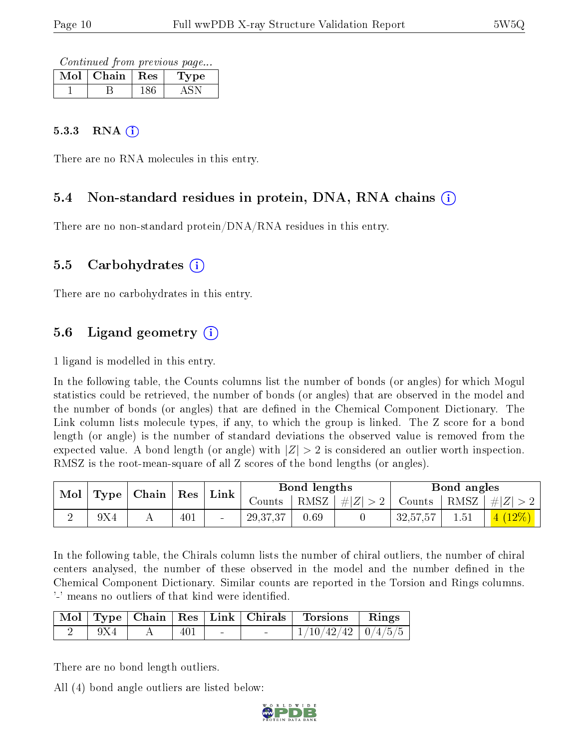*Continued from previous page...*

| Mol | Chain | Res | Type |
|---|---|---|---|
| 1 | B | 186 | ASN |

#### 5.3.3 RNA

There are no RNA molecules in this entry.

### 5.4 Non-standard residues in protein, DNA, RNA chains

There are no non-standard protein/DNA/RNA residues in this entry.

### 5.5 Carbohydrates

There are no carbohydrates in this entry.

### 5.6 Ligand geometry

1 ligand is modelled in this entry.

In the following table, the Counts columns list the number of bonds (or angles) for which Mogul statistics could be retrieved, the number of bonds (or angles) that are observed in the model and the number of bonds (or angles) that are defined in the Chemical Component Dictionary. The Link column lists molecule types, if any, to which the group is linked. The Z score for a bond length (or angle) is the number of standard deviations the observed value is removed from the expected value. A bond length (or angle) with $|Z| > 2$ is considered an outlier worth inspection. RMSZ is the root-mean-square of all Z scores of the bond lengths (or angles).

| Mol | Type | Chain | Res | Link | Bond lengths | | | Bond angles | | |
|---|---|---|---|---|---|---|---|---|---|---|
| | | | | | Counts | RMSZ | $\#\|Z\|>2$ | Counts | RMSZ | $\#\|Z\|>2$ |
| 2 | 9X4 | A | 401 | - | 29,37,37 | 0.69 | 0 | 32,57,57 | 1.51 | 4 (12%) |

In the following table, the Chirals column lists the number of chiral outliers, the number of chiral centers analysed, the number of these observed in the model and the number defined in the Chemical Component Dictionary. Similar counts are reported in the Torsion and Rings columns. '-' means no outliers of that kind were identified.

| Mol | Type | Chain | Res | Link | Chirals | Torsions | Rings |
|---|---|---|---|---|---|---|---|
| 2 | 9X4 | A | 401 | - | - | 1/10/42/42 | 0/4/5/5 |

There are no bond length outliers.

All (4) bond angle outliers are listed below: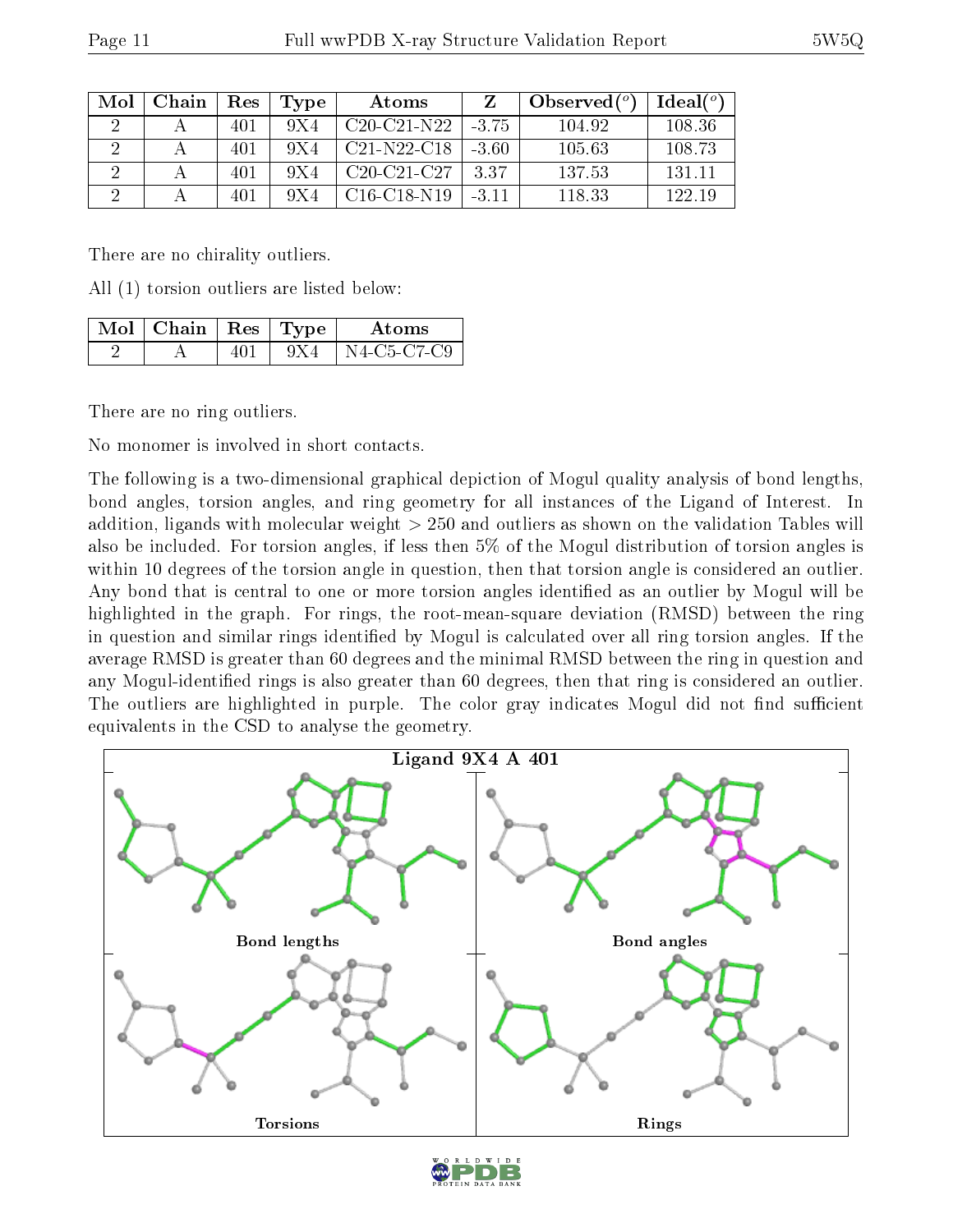| Mol | Chain | Res | Type | Atoms | Z | Observed(°) | Ideal(°) |
|---|---|---|---|---|---|---|---|
| 2 | A | 401 | 9X4 | C20-C21-N22 | -3.75 | 104.92 | 108.36 |
| 2 | A | 401 | 9X4 | C21-N22-C18 | -3.60 | 105.63 | 108.73 |
| 2 | A | 401 | 9X4 | C20-C21-C27 | 3.37 | 137.53 | 131.11 |
| 2 | A | 401 | 9X4 | C16-C18-N19 | -3.11 | 118.33 | 122.19 |

There are no chirality outliers.

All (1) torsion outliers are listed below:

| Mol | Chain | Res | Type | Atoms |
|---|---|---|---|---|
| 2 | A | 401 | 9X4 | N4-C5-C7-C9 |

There are no ring outliers.

No monomer is involved in short contacts.

The following is a two-dimensional graphical depiction of Mogul quality analysis of bond lengths, bond angles, torsion angles, and ring geometry for all instances of the Ligand of Interest. In addition, ligands with molecular weight > 250 and outliers as shown on the validation Tables will also be included. For torsion angles, if less then 5% of the Mogul distribution of torsion angles is within 10 degrees of the torsion angle in question, then that torsion angle is considered an outlier. Any bond that is central to one or more torsion angles identified as an outlier by Mogul will be highlighted in the graph. For rings, the root-mean-square deviation (RMSD) between the ring in question and similar rings identified by Mogul is calculated over all ring torsion angles. If the average RMSD is greater than 60 degrees and the minimal RMSD between the ring in question and any Mogul-identified rings is also greater than 60 degrees, then that ring is considered an outlier. The outliers are highlighted in purple. The color gray indicates Mogul did not find sufficient equivalents in the CSD to analyse the geometry.

Ligand 9X4 A 401

Bond lengths

Bond angles

Torsions

Rings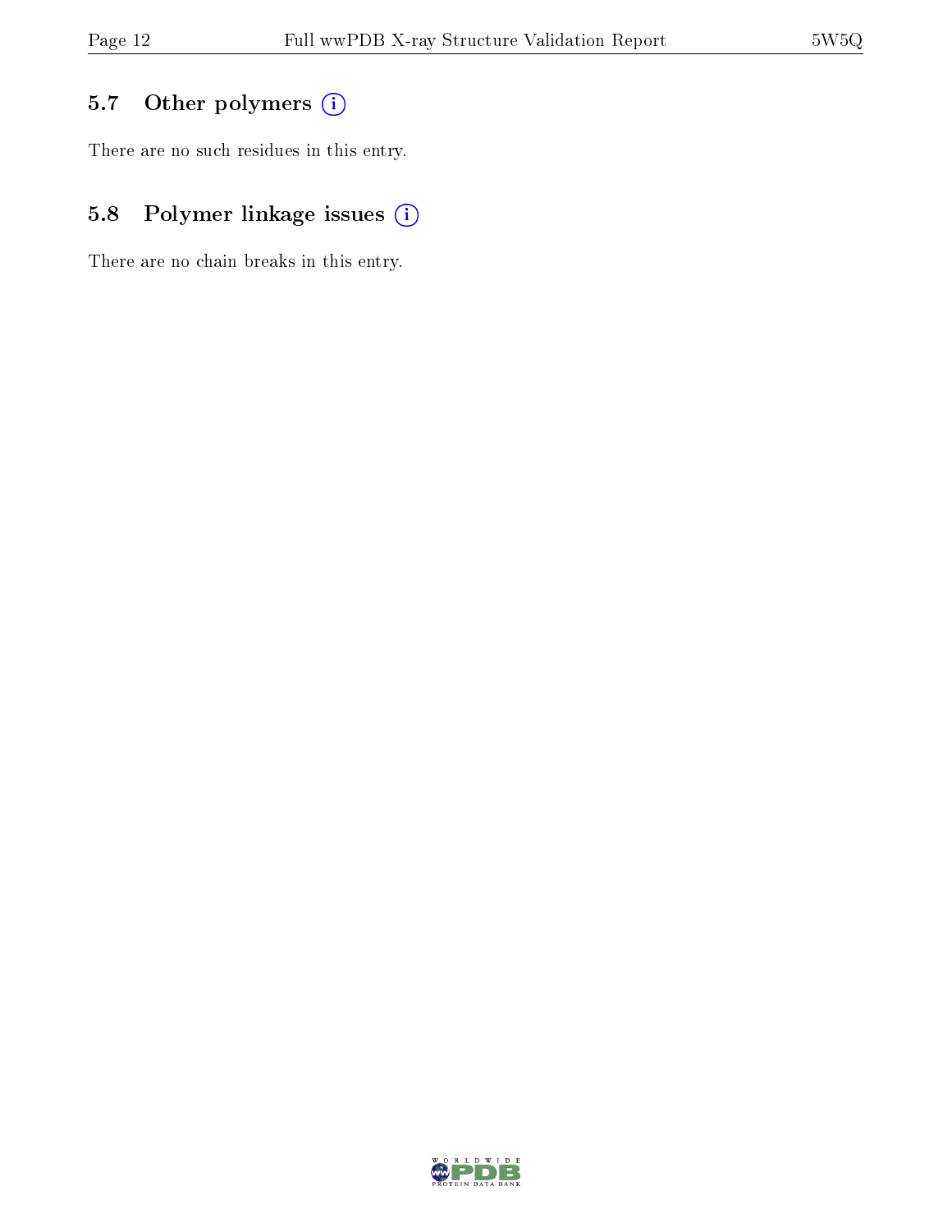### 5.7 Other polymers

There are no such residues in this entry.

### 5.8 Polymer linkage issues

There are no chain breaks in this entry.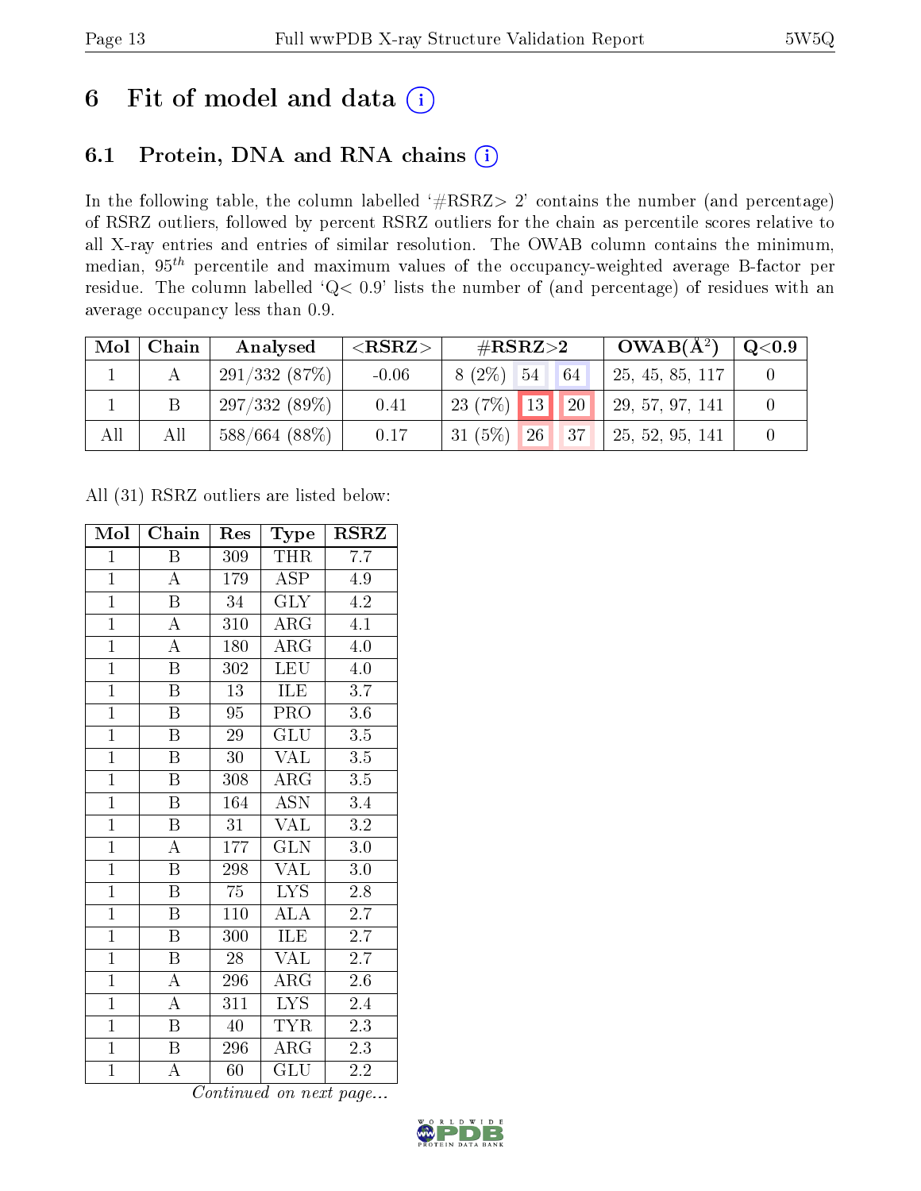# 6 Fit of model and data

## 6.1 Protein, DNA and RNA chains

In the following table, the column labelled '#RSRZ> 2' contains the number (and percentage) of RSRZ outliers, followed by percent RSRZ outliers for the chain as percentile scores relative to all X-ray entries and entries of similar resolution. The OWAB column contains the minimum, median, $95^{th}$ percentile and maximum values of the occupancy-weighted average B-factor per residue. The column labelled 'Q< 0.9' lists the number of (and percentage) of residues with an average occupancy less than 0.9.

| Mol | Chain | Analysed | <RSRZ> | #RSRZ>2 | | | OWAB(Å$^2$) | Q<0.9 |
|---|---|---|---|---|---|---|---|---|
| 1 | A | 291/332 (87%) | -0.06 | 8 (2%) | 54 | 64 | 25, 45, 85, 117 | 0 |
| 1 | B | 297/332 (89%) | 0.41 | 23 (7%) | 13 | 20 | 29, 57, 97, 141 | 0 |
| All | All | 588/664 (88%) | 0.17 | 31 (5%) | 26 | 37 | 25, 52, 95, 141 | 0 |

All (31) RSRZ outliers are listed below:

| Mol | Chain | Res | Type | RSRZ |
|---|---|---|---|---|
| 1 | B | 309 | THR | 7.7 |
| 1 | A | 179 | ASP | 4.9 |
| 1 | B | 34 | GLY | 4.2 |
| 1 | A | 310 | ARG | 4.1 |
| 1 | A | 180 | ARG | 4.0 |
| 1 | B | 302 | LEU | 4.0 |
| 1 | B | 13 | ILE | 3.7 |
| 1 | B | 95 | PRO | 3.6 |
| 1 | B | 29 | GLU | 3.5 |
| 1 | B | 30 | VAL | 3.5 |
| 1 | B | 308 | ARG | 3.5 |
| 1 | B | 164 | ASN | 3.4 |
| 1 | B | 31 | VAL | 3.2 |
| 1 | A | 177 | GLN | 3.0 |
| 1 | B | 298 | VAL | 3.0 |
| 1 | B | 75 | LYS | 2.8 |
| 1 | B | 110 | ALA | 2.7 |
| 1 | B | 300 | ILE | 2.7 |
| 1 | B | 28 | VAL | 2.7 |
| 1 | A | 296 | ARG | 2.6 |
| 1 | A | 311 | LYS | 2.4 |
| 1 | B | 40 | TYR | 2.3 |
| 1 | B | 296 | ARG | 2.3 |
| 1 | A | 60 | GLU | 2.2 |

*Continued on next page...*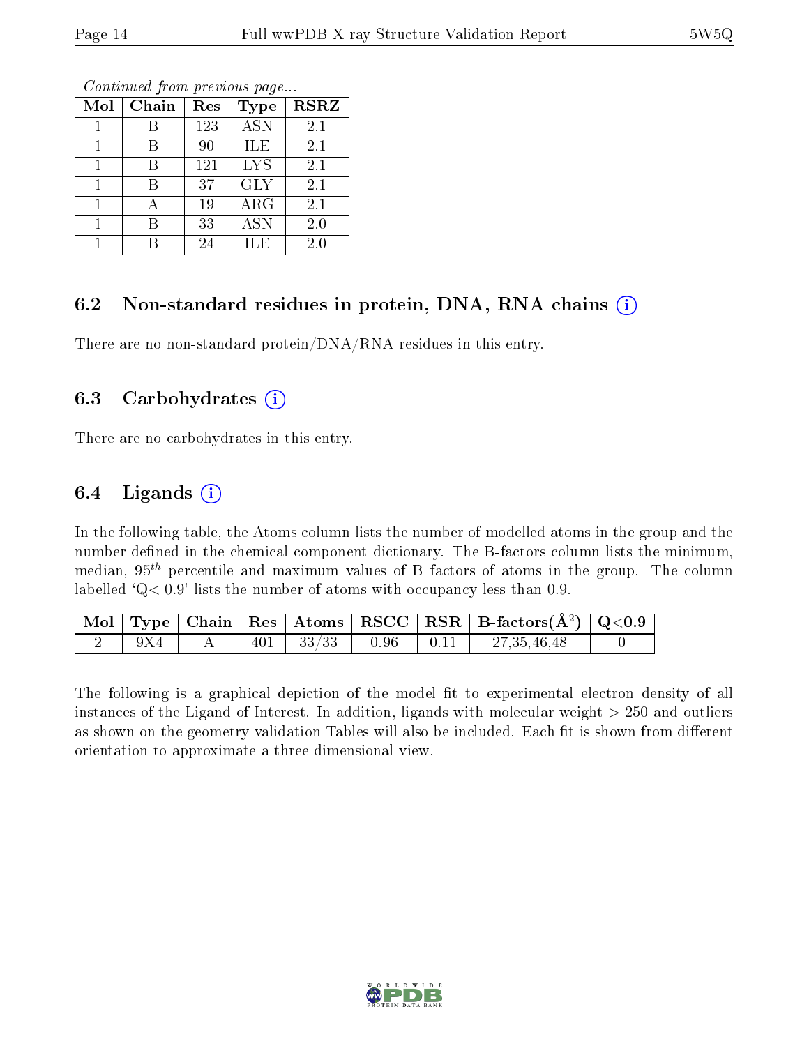*Continued from previous page...*

| Mol | Chain | Res | Type | RSRZ |
| --- | --- | --- | --- | --- |
| 1 | B | 123 | ASN | 2.1 |
| 1 | B | 90 | ILE | 2.1 |
| 1 | B | 121 | LYS | 2.1 |
| 1 | B | 37 | GLY | 2.1 |
| 1 | A | 19 | ARG | 2.1 |
| 1 | B | 33 | ASN | 2.0 |
| 1 | B | 24 | ILE | 2.0 |

## 6.2 Non-standard residues in protein, DNA, RNA chains (i)

There are no non-standard protein/DNA/RNA residues in this entry.

## 6.3 Carbohydrates (i)

There are no carbohydrates in this entry.

## 6.4 Ligands (i)

In the following table, the Atoms column lists the number of modelled atoms in the group and the number defined in the chemical component dictionary. The B-factors column lists the minimum, median, $95^{th}$ percentile and maximum values of B factors of atoms in the group. The column labelled 'Q< 0.9' lists the number of atoms with occupancy less than 0.9.

| Mol | Type | Chain | Res | Atoms | RSCC | RSR | B-factors($Å^2$) | Q<0.9 |
| --- | --- | --- | --- | --- | --- | --- | --- | --- |
| 2 | 9X4 | A | 401 | 33/33 | 0.96 | 0.11 | 27,35,46,48 | 0 |

The following is a graphical depiction of the model fit to experimental electron density of all instances of the Ligand of Interest. In addition, ligands with molecular weight > 250 and outliers as shown on the geometry validation Tables will also be included. Each fit is shown from different orientation to approximate a three-dimensional view.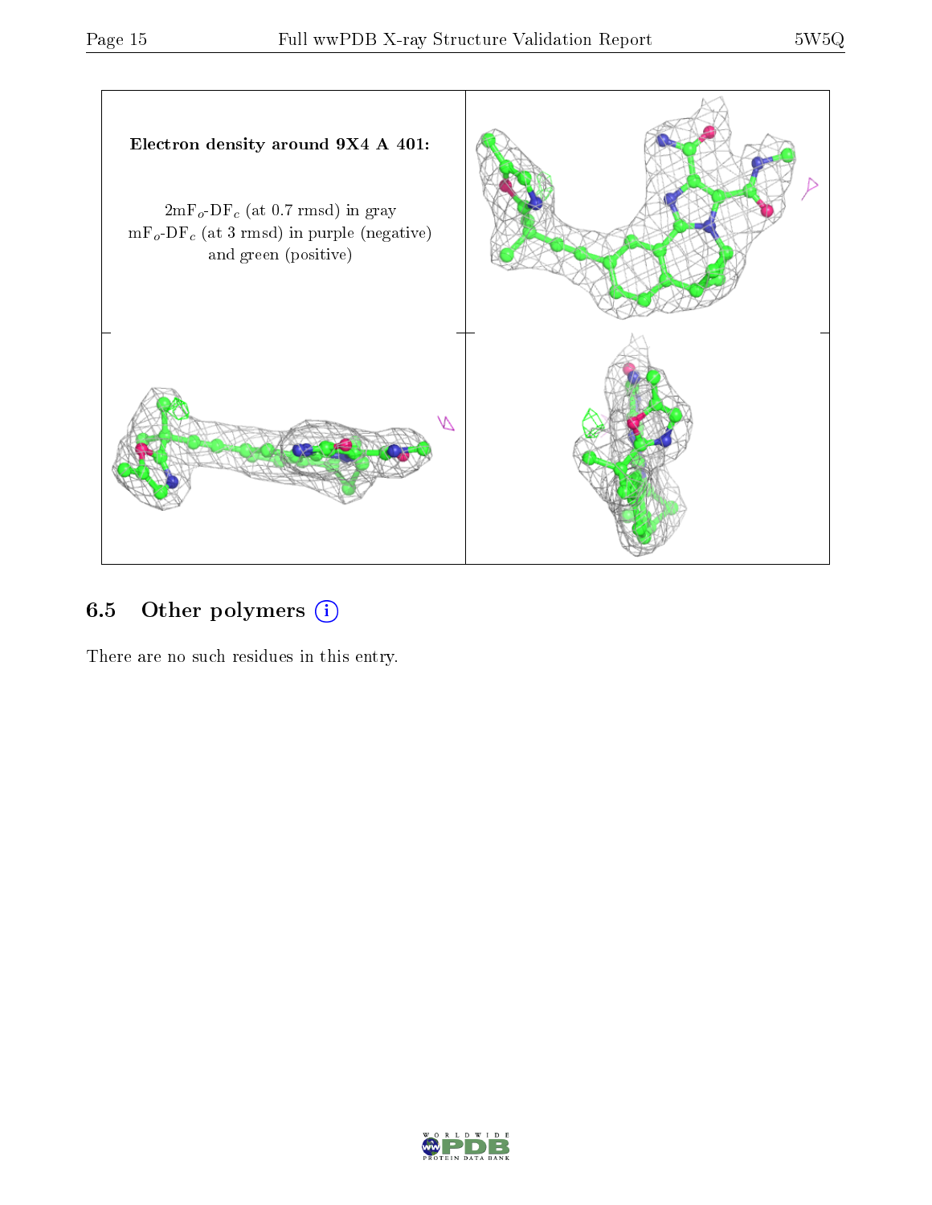**Electron density around 9X4 A 401:**

$2mF_o$-$DF_c$ (at 0.7 rmsd) in gray
$mF_o$-$DF_c$ (at 3 rmsd) in purple (negative)
and green (positive)

## 6.5 Other polymers

There are no such residues in this entry.